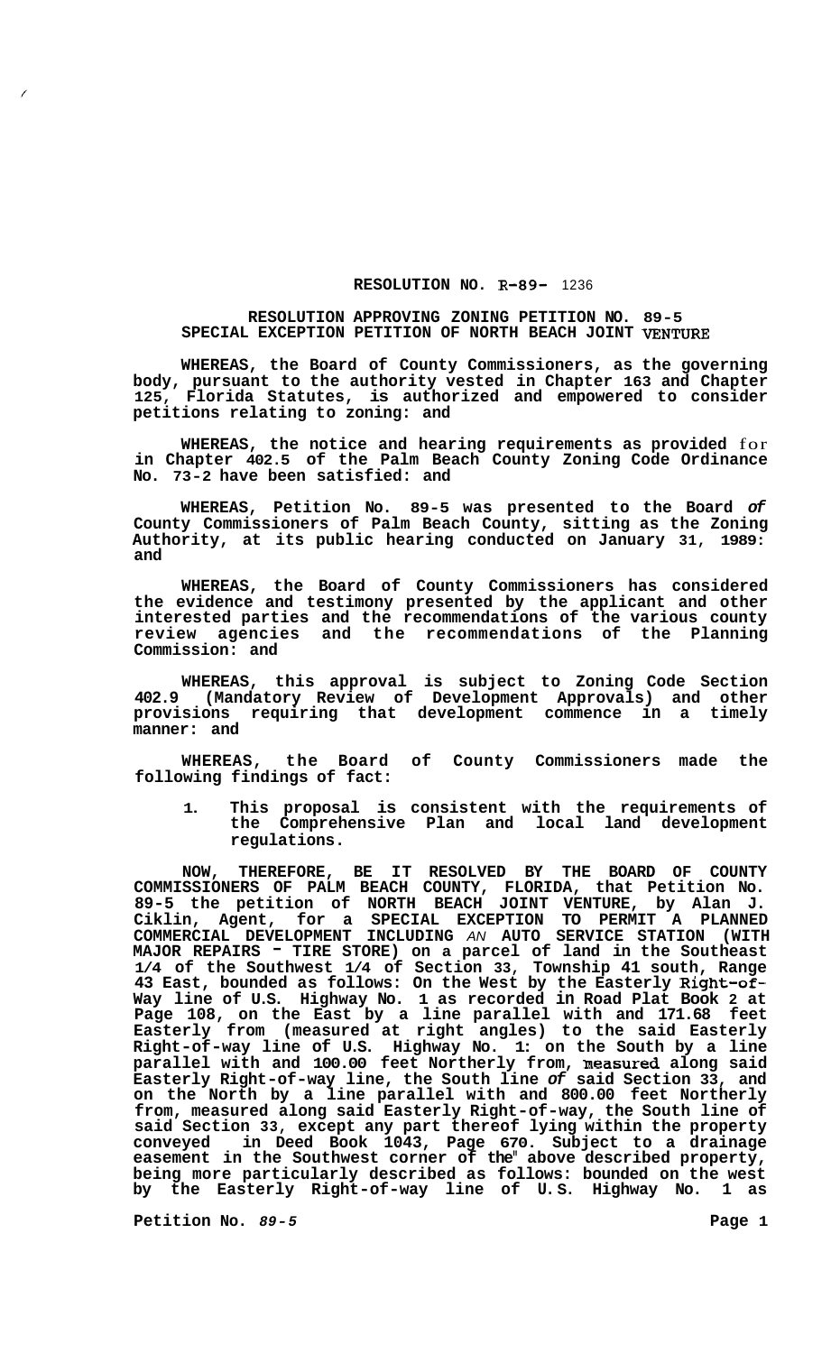**RESOLUTION NO. R-89- 1236**

**RESOLUTION APPROVING ZONING PETITION NO. 89-5**
**SPECIAL EXCEPTION PETITION OF NORTH BEACH JOINT VENTURE**

**WHEREAS, the Board of County Commissioners, as the governing body, pursuant to the authority vested in Chapter 163 and Chapter 125, Florida Statutes, is authorized and empowered to consider petitions relating to zoning: and**

**WHEREAS, the notice and hearing requirements as provided for in Chapter 402.5 of the Palm Beach County Zoning Code Ordinance No. 73-2 have been satisfied: and**

**WHEREAS, Petition No. 89-5 was presented to the Board of County Commissioners of Palm Beach County, sitting as the Zoning Authority, at its public hearing conducted on January 31, 1989: and**

**WHEREAS, the Board of County Commissioners has considered the evidence and testimony presented by the applicant and other interested parties and the recommendations of the various county review agencies and the recommendations of the Planning Commission: and**

**WHEREAS, this approval is subject to Zoning Code Section 402.9 (Mandatory Review of Development Approvals) and other provisions requiring that development commence in a timely manner: and**

**WHEREAS, the Board of County Commissioners made the following findings of fact:**

1. **This proposal is consistent with the requirements of the Comprehensive Plan and local land development regulations.**

**NOW, THEREFORE, BE IT RESOLVED BY THE BOARD OF COUNTY COMMISSIONERS OF PALM BEACH COUNTY, FLORIDA, that Petition No. 89-5 the petition of NORTH BEACH JOINT VENTURE, by Alan J. Ciklin, Agent, for a SPECIAL EXCEPTION TO PERMIT A PLANNED COMMERCIAL DEVELOPMENT INCLUDING AN AUTO SERVICE STATION (WITH MAJOR REPAIRS - TIRE STORE) on a parcel of land in the Southeast 1/4 of the Southwest 1/4 of Section 33, Township 41 south, Range 43 East, bounded as follows: On the West by the Easterly Right-of-Way line of U.S. Highway No. 1 as recorded in Road Plat Book 2 at Page 108, on the East by a line parallel with and 171.68 feet Easterly from (measured at right angles) to the said Easterly Right-of-way line of U.S. Highway No. 1: on the South by a line parallel with and 100.00 feet Northerly from, measured along said Easterly Right-of-way line, the South line of said Section 33, and on the North by a line parallel with and 800.00 feet Northerly from, measured along said Easterly Right-of-way, the South line of said Section 33, except any part thereof lying within the property conveyed in Deed Book 1043, Page 670. Subject to a drainage easement in the Southwest corner of the" above described property, being more particularly described as follows: bounded on the west by the Easterly Right-of-way line of U.S. Highway No. 1 as**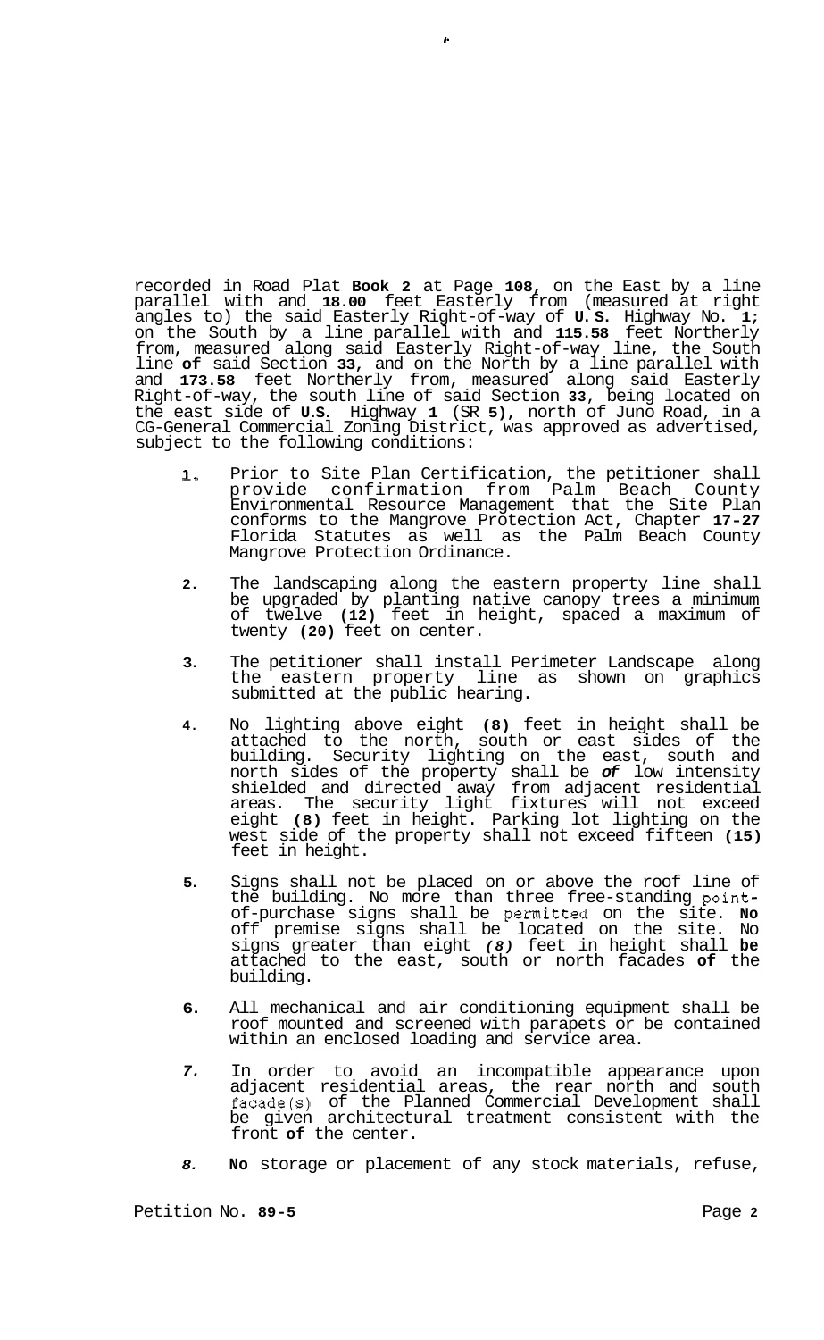recorded in Road Plat **Book 2** at Page **108,** on the East by a line parallel with and **18.00** feet Easterly from (measured at right angles to) the said Easterly Right-of-way of **U.S.** Highway No. **1;** on the South by a line parallel with and **115.58** feet Northerly from, measured along said Easterly Right-of-way line, the South line **of** said Section **33**, and on the North by a line parallel with and **173.58** feet Northerly from, measured along said Easterly Right-of-way, the south line of said Section **33**, being located on the east side of **U.S.** Highway **1** (SR **5),** north of Juno Road, in a CG-General Commercial Zoning District, was approved as advertised, subject to the following conditions:

1. Prior to Site Plan Certification, the petitioner shall provide confirmation from Palm Beach County Environmental Resource Management that the Site Plan conforms to the Mangrove Protection Act, Chapter **17-27** Florida Statutes as well as the Palm Beach County Mangrove Protection Ordinance.

2. The landscaping along the eastern property line shall be upgraded by planting native canopy trees a minimum of twelve **(12)** feet in height, spaced a maximum of twenty **(20)** feet on center.

3. The petitioner shall install Perimeter Landscape along the eastern property line as shown on graphics submitted at the public hearing.

4. No lighting above eight **(8)** feet in height shall be attached to the north, south or east sides of the building. Security lighting on the east, south and north sides of the property shall be ***of*** low intensity shielded and directed away from adjacent residential areas. The security light fixtures will not exceed eight **(8)** feet in height. Parking lot lighting on the west side of the property shall not exceed fifteen **(15)** feet in height.

5. Signs shall not be placed on or above the roof line of the building. No more than three free-standing point-of-purchase signs shall be permitted on the site. **No** off premise signs shall be located on the site. No signs greater than eight *(8)* feet in height shall **be** attached to the east, south or north facades **of** the building.

6. All mechanical and air conditioning equipment shall be roof mounted and screened with parapets or be contained within an enclosed loading and service area.

7. In order to avoid an incompatible appearance upon adjacent residential areas, the rear north and south facade(s) of the Planned Commercial Development shall be given architectural treatment consistent with the front **of** the center.

8. **No** storage or placement of any stock materials, refuse,

Petition No. **89-5**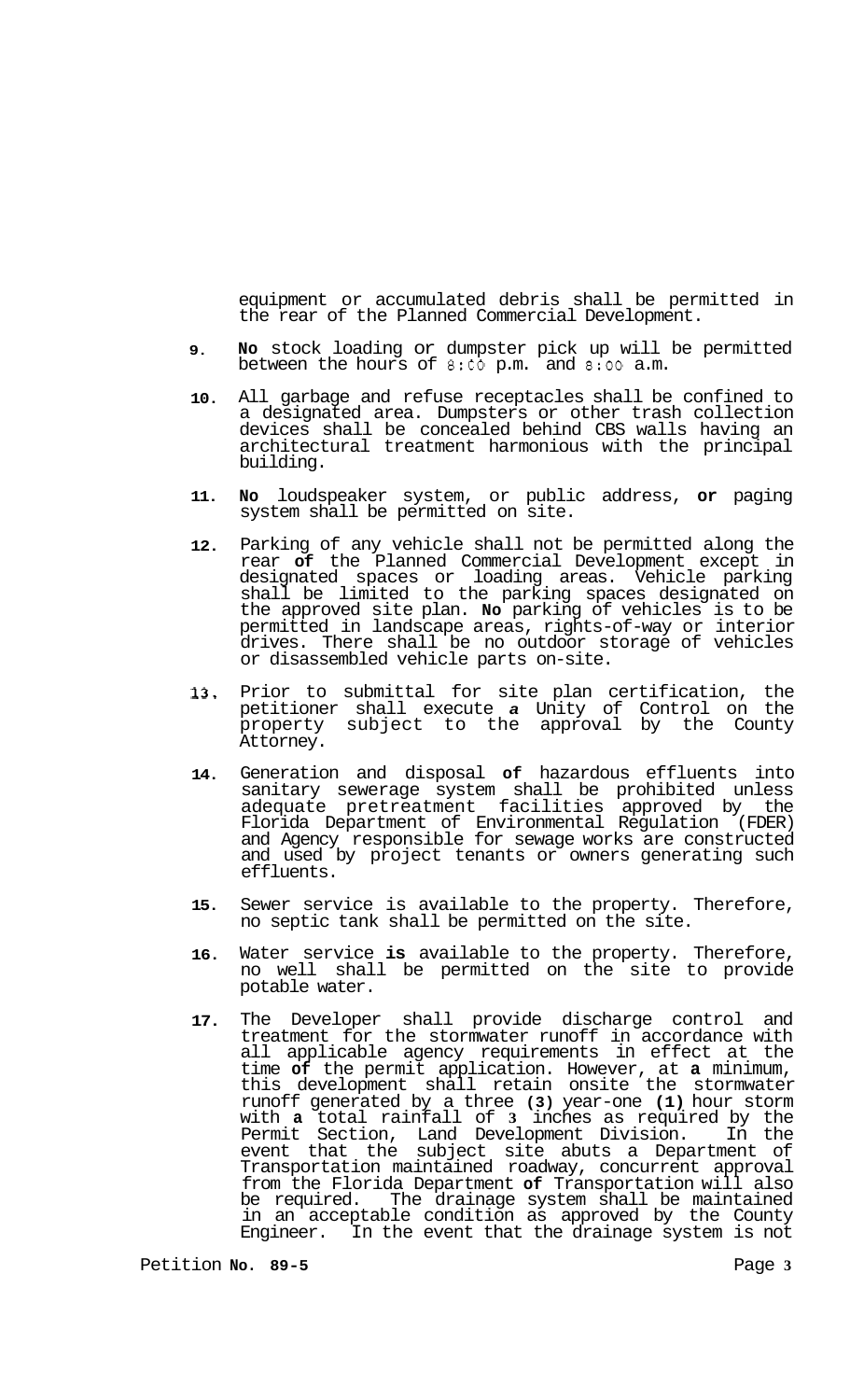equipment or accumulated debris shall be permitted in the rear of the Planned Commercial Development.

9. No stock loading or dumpster pick up will be permitted between the hours of 8:00 p.m. and 8:00 a.m.

10. All garbage and refuse receptacles shall be confined to a designated area. Dumpsters or other trash collection devices shall be concealed behind CBS walls having an architectural treatment harmonious with the principal building.

11. No loudspeaker system, or public address, or paging system shall be permitted on site.

12. Parking of any vehicle shall not be permitted along the rear of the Planned Commercial Development except in designated spaces or loading areas. Vehicle parking shall be limited to the parking spaces designated on the approved site plan. No parking of vehicles is to be permitted in landscape areas, rights-of-way or interior drives. There shall be no outdoor storage of vehicles or disassembled vehicle parts on-site.

13. Prior to submittal for site plan certification, the petitioner shall execute a Unity of Control on the property subject to the approval by the County Attorney.

14. Generation and disposal of hazardous effluents into sanitary sewerage system shall be prohibited unless adequate pretreatment facilities approved by the Florida Department of Environmental Regulation (FDER) and Agency responsible for sewage works are constructed and used by project tenants or owners generating such effluents.

15. Sewer service is available to the property. Therefore, no septic tank shall be permitted on the site.

16. Water service is available to the property. Therefore, no well shall be permitted on the site to provide potable water.

17. The Developer shall provide discharge control and treatment for the stormwater runoff in accordance with all applicable agency requirements in effect at the time of the permit application. However, at a minimum, this development shall retain onsite the stormwater runoff generated by a three (3) year-one (1) hour storm with a total rainfall of 3 inches as required by the Permit Section, Land Development Division. In the event that the subject site abuts a Department of Transportation maintained roadway, concurrent approval from the Florida Department of Transportation will also be required. The drainage system shall be maintained in an acceptable condition as approved by the County Engineer. In the event that the drainage system is not

Petition No. 89-5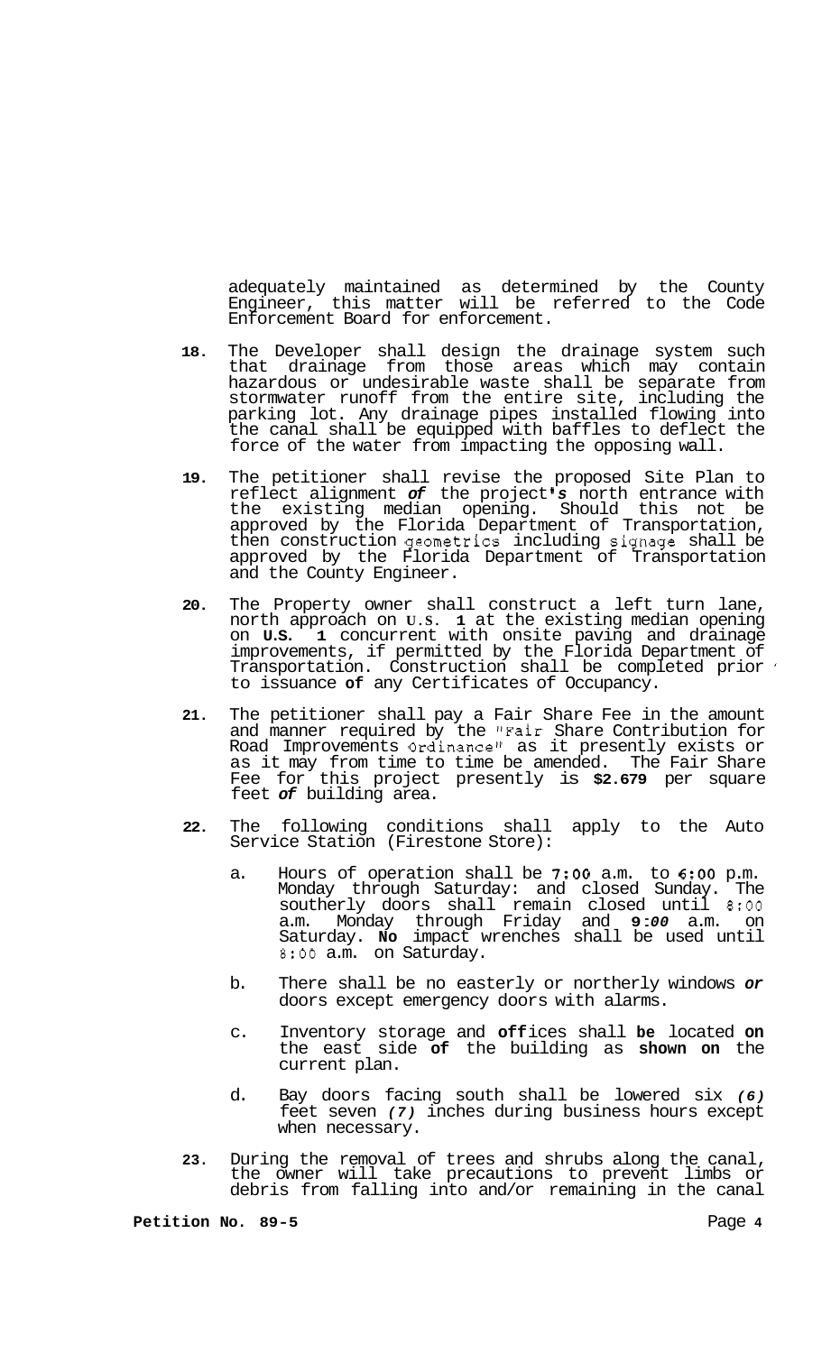adequately maintained as determined by the County Engineer, this matter will be referred to the Code Enforcement Board for enforcement.

18. The Developer shall design the drainage system such that drainage from those areas which may contain hazardous or undesirable waste shall be separate from stormwater runoff from the entire site, including the parking lot. Any drainage pipes installed flowing into the canal shall be equipped with baffles to deflect the force of the water from impacting the opposing wall.

19. The petitioner shall revise the proposed Site Plan to reflect alignment of the project's north entrance with the existing median opening. Should this not be approved by the Florida Department of Transportation, then construction geometrics including signage shall be approved by the Florida Department of Transportation and the County Engineer.

20. The Property owner shall construct a left turn lane, north approach on U.S. 1 at the existing median opening on U.S. 1 concurrent with onsite paving and drainage improvements, if permitted by the Florida Department of Transportation. Construction shall be completed prior to issuance of any Certificates of Occupancy.

21. The petitioner shall pay a Fair Share Fee in the amount and manner required by the "Fair Share Contribution for Road Improvements Ordinance" as it presently exists or as it may from time to time be amended. The Fair Share Fee for this project presently is $2.679 per square feet of building area.

22. The following conditions shall apply to the Auto Service Station (Firestone Store):

    a. Hours of operation shall be 7:00 a.m. to 6:00 p.m. Monday through Saturday: and closed Sunday. The southerly doors shall remain closed until 8:00 a.m. Monday through Friday and 9:00 a.m. on Saturday. No impact wrenches shall be used until 8:00 a.m. on Saturday.

    b. There shall be no easterly or northerly windows or doors except emergency doors with alarms.

    c. Inventory storage and offices shall be located on the east side of the building as shown on the current plan.

    d. Bay doors facing south shall be lowered six (6) feet seven (7) inches during business hours except when necessary.

23. During the removal of trees and shrubs along the canal, the owner will take precautions to prevent limbs or debris from falling into and/or remaining in the canal

**Petition No. 89-5**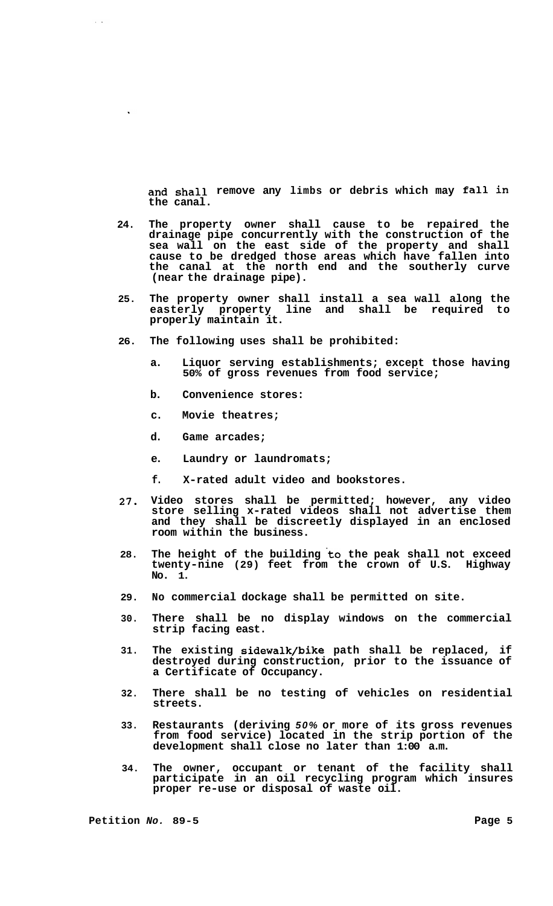and shall remove any limbs or debris which may fall in the canal.

24. The property owner shall cause to be repaired the drainage pipe concurrently with the construction of the sea wall on the east side of the property and shall cause to be dredged those areas which have fallen into the canal at the north end and the southerly curve (near the drainage pipe).

25. The property owner shall install a sea wall along the easterly property line and shall be required to properly maintain it.

26. The following uses shall be prohibited:

    a. Liquor serving establishments; except those having 50% of gross revenues from food service;

    b. Convenience stores:

    c. Movie theatres;

    d. Game arcades;

    e. Laundry or laundromats;

    f. X-rated adult video and bookstores.

27. Video stores shall be permitted; however, any video store selling x-rated videos shall not advertise them and they shall be discreetly displayed in an enclosed room within the business.

28. The height of the building to the peak shall not exceed twenty-nine (29) feet from the crown of U.S. Highway No. 1.

29. No commercial dockage shall be permitted on site.

30. There shall be no display windows on the commercial strip facing east.

31. The existing sidewalk/bike path shall be replaced, if destroyed during construction, prior to the issuance of a Certificate of Occupancy.

32. There shall be no testing of vehicles on residential streets.

33. Restaurants (deriving *50%* or more of its gross revenues from food service) located in the strip portion of the development shall close no later than 1:00 a.m.

34. The owner, occupant or tenant of the facility shall participate in an oil recycling program which insures proper re-use or disposal of waste oil.

Petition *No.* 89-5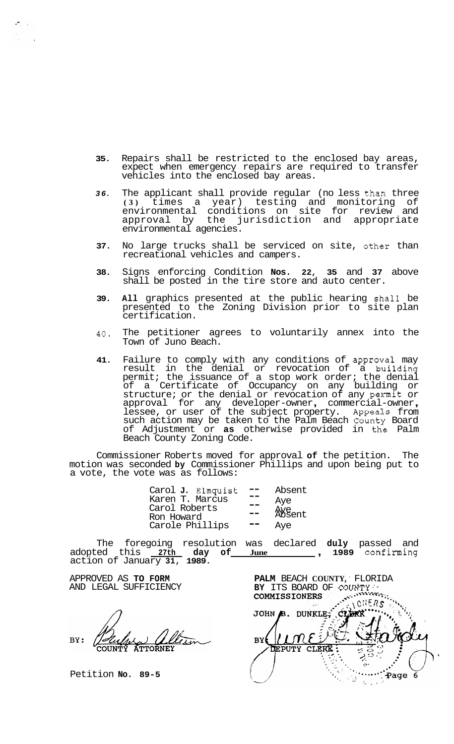35. Repairs shall be restricted to the enclosed bay areas, expect when emergency repairs are required to transfer vehicles into the enclosed bay areas.

36. The applicant shall provide regular (no less than three (3) times a year) testing and monitoring of environmental conditions on site for review and approval by the jurisdiction and appropriate environmental agencies.

37. No large trucks shall be serviced on site, other than recreational vehicles and campers.

38. Signs enforcing Condition **Nos. 22, 35** and **37** above shall be posted in the tire store and auto center.

39. **All** graphics presented at the public hearing shall be presented to the Zoning Division prior to site plan certification.

40. The petitioner agrees to voluntarily annex into the Town of Juno Beach.

41. Failure to comply with any conditions of approval may result in the denial or revocation of a building permit; the issuance of a stop work order; the denial of a Certificate of Occupancy on any building or structure; or the denial or revocation of any permit or approval for any developer-owner, commercial-owner, lessee, or user of the subject property. Appeals from such action may be taken to the Palm Beach County Board of Adjustment or **as** otherwise provided in the Palm Beach County Zoning Code.

Commissioner Roberts moved for approval **of** the petition. The motion was seconded **by** Commissioner Phillips and upon being put to a vote, the vote was as follows:

| | | |
|---|---|---|
| Carol J. Elmquist | -- | Absent |
| Karen T. Marcus | -- | Aye |
| Carol Roberts | -- | Aye |
| Ron Howard | -- | Absent |
| Carole Phillips | -- | Aye |

The foregoing resolution was declared **duly** passed and adopted this **27th** day of **June**, **1989** confirming action of January **31, 1989**.

APPROVED AS **TO FORM** AND LEGAL SUFFICIENCY

BY: COUNTY ATTORNEY

**PALM** BEACH COUNTY, FLORIDA
**BY** ITS BOARD OF COUNTY COMMISSIONERS

JOHN B. DUNKLE, CLERK

BY: DEPUTY CLERK

Petition **No. 89-5**